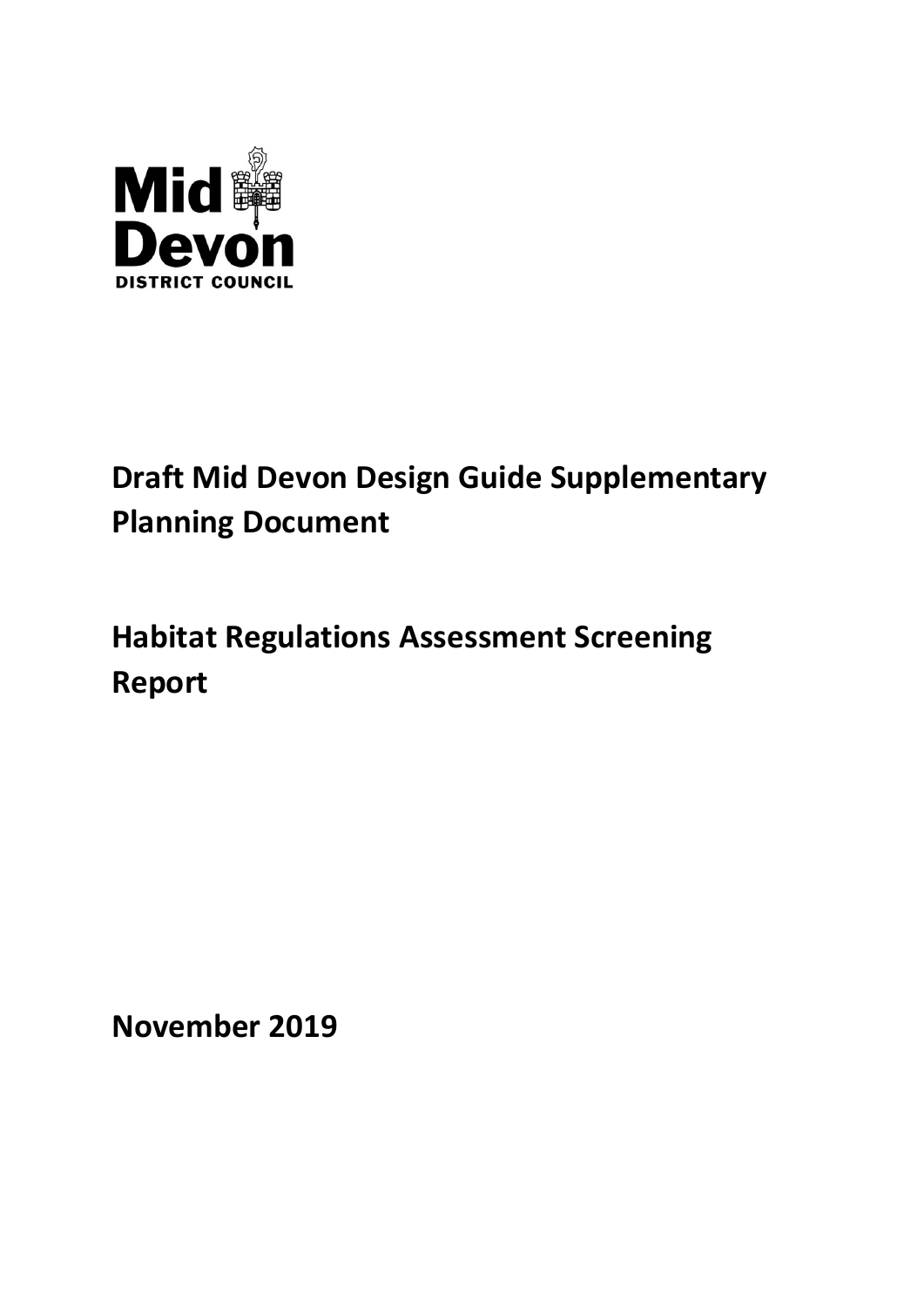Mid Devon

DISTRICT COUNCIL

# Draft Mid Devon Design Guide Supplementary Planning Document

# Habitat Regulations Assessment Screening Report

**November 2019**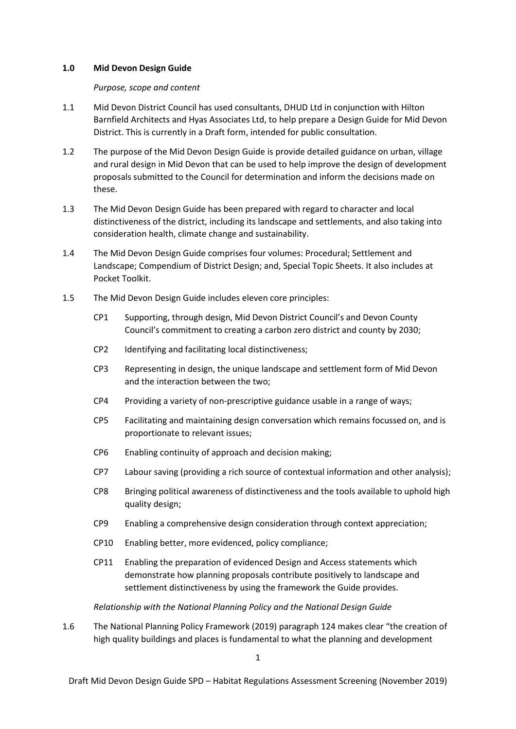## 1.0 Mid Devon Design Guide

*Purpose, scope and content*

1.1 Mid Devon District Council has used consultants, DHUD Ltd in conjunction with Hilton Barnfield Architects and Hyas Associates Ltd, to help prepare a Design Guide for Mid Devon District. This is currently in a Draft form, intended for public consultation.

1.2 The purpose of the Mid Devon Design Guide is provide detailed guidance on urban, village and rural design in Mid Devon that can be used to help improve the design of development proposals submitted to the Council for determination and inform the decisions made on these.

1.3 The Mid Devon Design Guide has been prepared with regard to character and local distinctiveness of the district, including its landscape and settlements, and also taking into consideration health, climate change and sustainability.

1.4 The Mid Devon Design Guide comprises four volumes: Procedural; Settlement and Landscape; Compendium of District Design; and, Special Topic Sheets. It also includes at Pocket Toolkit.

1.5 The Mid Devon Design Guide includes eleven core principles:

- CP1 Supporting, through design, Mid Devon District Council's and Devon County Council's commitment to creating a carbon zero district and county by 2030;
- CP2 Identifying and facilitating local distinctiveness;
- CP3 Representing in design, the unique landscape and settlement form of Mid Devon and the interaction between the two;
- CP4 Providing a variety of non-prescriptive guidance usable in a range of ways;
- CP5 Facilitating and maintaining design conversation which remains focussed on, and is proportionate to relevant issues;
- CP6 Enabling continuity of approach and decision making;
- CP7 Labour saving (providing a rich source of contextual information and other analysis);
- CP8 Bringing political awareness of distinctiveness and the tools available to uphold high quality design;
- CP9 Enabling a comprehensive design consideration through context appreciation;
- CP10 Enabling better, more evidenced, policy compliance;
- CP11 Enabling the preparation of evidenced Design and Access statements which demonstrate how planning proposals contribute positively to landscape and settlement distinctiveness by using the framework the Guide provides.

*Relationship with the National Planning Policy and the National Design Guide*

1.6 The National Planning Policy Framework (2019) paragraph 124 makes clear "the creation of high quality buildings and places is fundamental to what the planning and development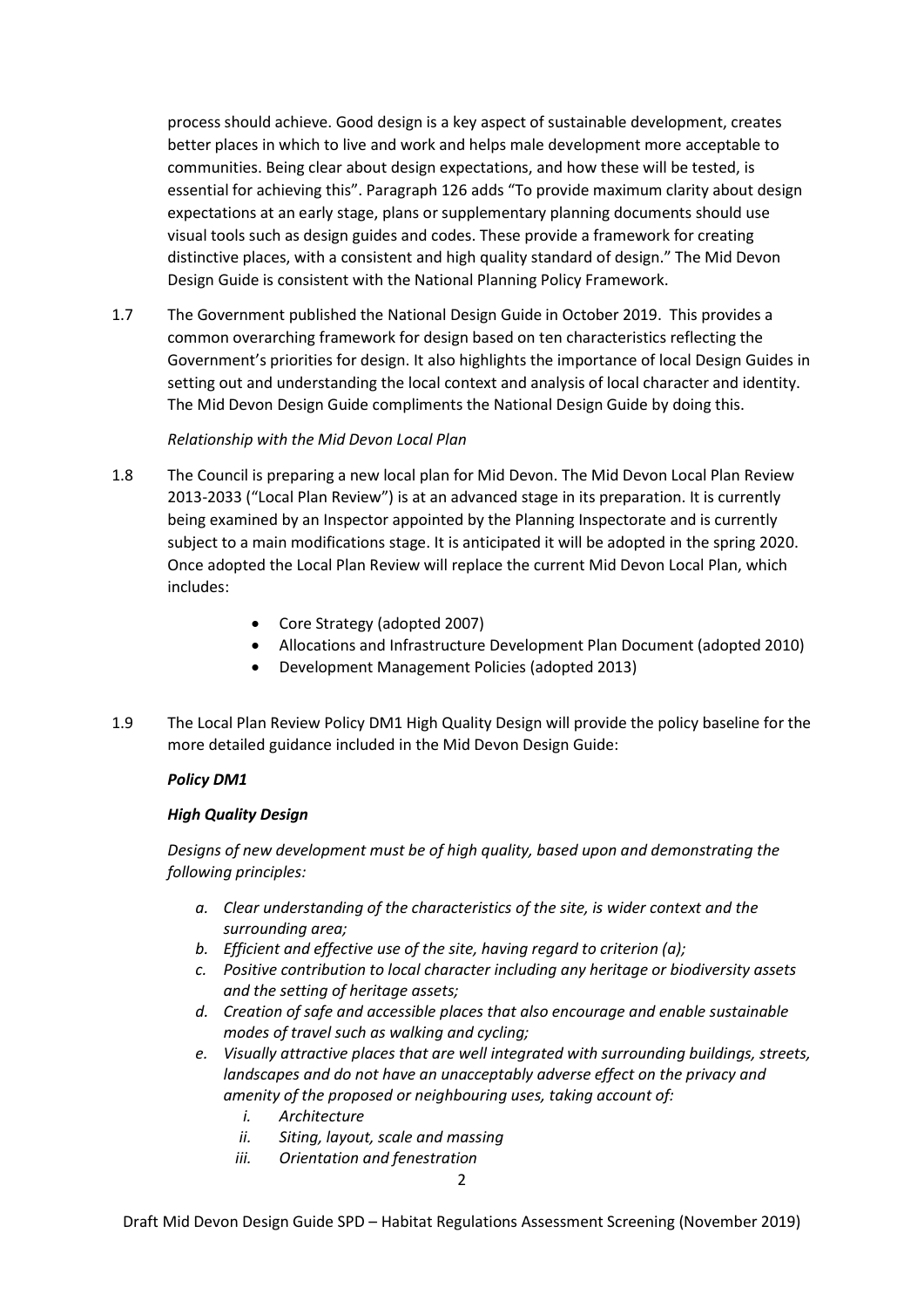process should achieve. Good design is a key aspect of sustainable development, creates better places in which to live and work and helps male development more acceptable to communities. Being clear about design expectations, and how these will be tested, is essential for achieving this". Paragraph 126 adds "To provide maximum clarity about design expectations at an early stage, plans or supplementary planning documents should use visual tools such as design guides and codes. These provide a framework for creating distinctive places, with a consistent and high quality standard of design." The Mid Devon Design Guide is consistent with the National Planning Policy Framework.

1.7 The Government published the National Design Guide in October 2019. This provides a common overarching framework for design based on ten characteristics reflecting the Government's priorities for design. It also highlights the importance of local Design Guides in setting out and understanding the local context and analysis of local character and identity. The Mid Devon Design Guide compliments the National Design Guide by doing this.

*Relationship with the Mid Devon Local Plan*

1.8 The Council is preparing a new local plan for Mid Devon. The Mid Devon Local Plan Review 2013-2033 ("Local Plan Review") is at an advanced stage in its preparation. It is currently being examined by an Inspector appointed by the Planning Inspectorate and is currently subject to a main modifications stage. It is anticipated it will be adopted in the spring 2020. Once adopted the Local Plan Review will replace the current Mid Devon Local Plan, which includes:

- Core Strategy (adopted 2007)
- Allocations and Infrastructure Development Plan Document (adopted 2010)
- Development Management Policies (adopted 2013)

1.9 The Local Plan Review Policy DM1 High Quality Design will provide the policy baseline for the more detailed guidance included in the Mid Devon Design Guide:

***Policy DM1***

***High Quality Design***

*Designs of new development must be of high quality, based upon and demonstrating the following principles:*

- *a. Clear understanding of the characteristics of the site, is wider context and the surrounding area;*
- *b. Efficient and effective use of the site, having regard to criterion (a);*
- *c. Positive contribution to local character including any heritage or biodiversity assets and the setting of heritage assets;*
- *d. Creation of safe and accessible places that also encourage and enable sustainable modes of travel such as walking and cycling;*
- *e. Visually attractive places that are well integrated with surrounding buildings, streets, landscapes and do not have an unacceptably adverse effect on the privacy and amenity of the proposed or neighbouring uses, taking account of:*
    - *i. Architecture*
    - *ii. Siting, layout, scale and massing*
    - *iii. Orientation and fenestration*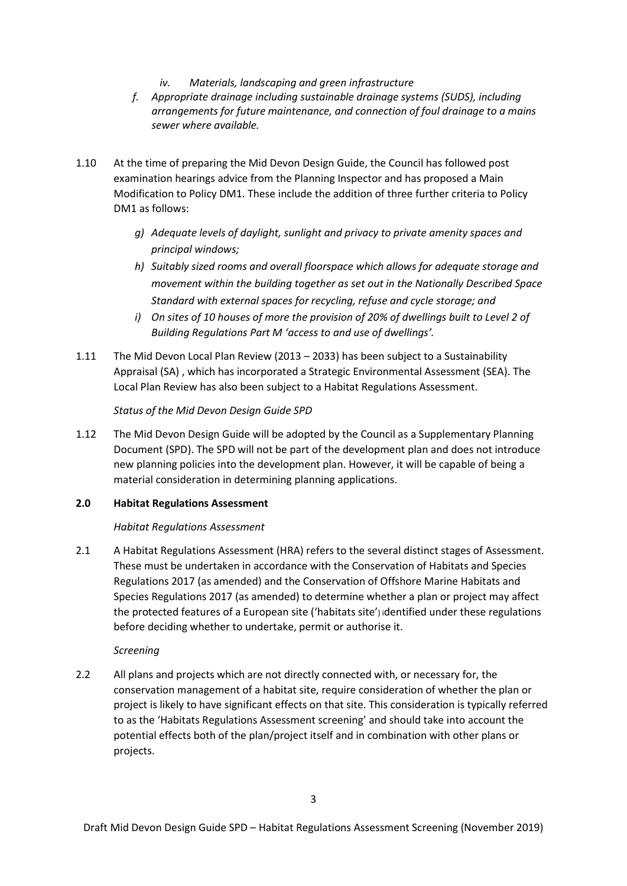*iv. Materials, landscaping and green infrastructure*

*f. Appropriate drainage including sustainable drainage systems (SUDS), including arrangements for future maintenance, and connection of foul drainage to a mains sewer where available.*

1.10 At the time of preparing the Mid Devon Design Guide, the Council has followed post examination hearings advice from the Planning Inspector and has proposed a Main Modification to Policy DM1. These include the addition of three further criteria to Policy DM1 as follows:

*g) Adequate levels of daylight, sunlight and privacy to private amenity spaces and principal windows;*

*h) Suitably sized rooms and overall floorspace which allows for adequate storage and movement within the building together as set out in the Nationally Described Space Standard with external spaces for recycling, refuse and cycle storage; and*

*i) On sites of 10 houses of more the provision of 20% of dwellings built to Level 2 of Building Regulations Part M 'access to and use of dwellings'.*

1.11 The Mid Devon Local Plan Review (2013 – 2033) has been subject to a Sustainability Appraisal (SA) , which has incorporated a Strategic Environmental Assessment (SEA). The Local Plan Review has also been subject to a Habitat Regulations Assessment.

*Status of the Mid Devon Design Guide SPD*

1.12 The Mid Devon Design Guide will be adopted by the Council as a Supplementary Planning Document (SPD). The SPD will not be part of the development plan and does not introduce new planning policies into the development plan. However, it will be capable of being a material consideration in determining planning applications.

## 2.0 Habitat Regulations Assessment

*Habitat Regulations Assessment*

2.1 A Habitat Regulations Assessment (HRA) refers to the several distinct stages of Assessment. These must be undertaken in accordance with the Conservation of Habitats and Species Regulations 2017 (as amended) and the Conservation of Offshore Marine Habitats and Species Regulations 2017 (as amended) to determine whether a plan or project may affect the protected features of a European site ('habitats site') identified under these regulations before deciding whether to undertake, permit or authorise it.

*Screening*

2.2 All plans and projects which are not directly connected with, or necessary for, the conservation management of a habitat site, require consideration of whether the plan or project is likely to have significant effects on that site. This consideration is typically referred to as the 'Habitats Regulations Assessment screening' and should take into account the potential effects both of the plan/project itself and in combination with other plans or projects.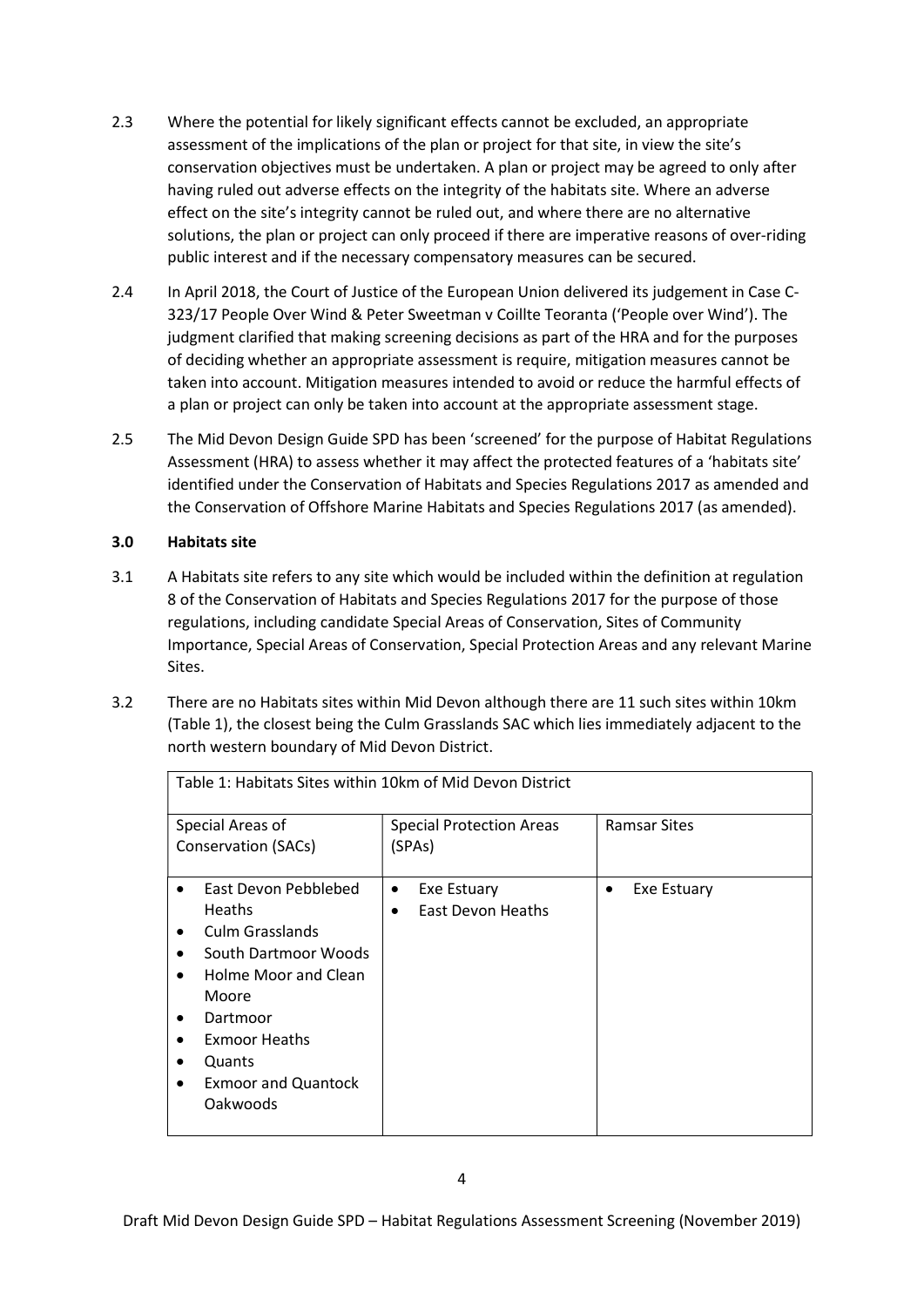2.3 Where the potential for likely significant effects cannot be excluded, an appropriate assessment of the implications of the plan or project for that site, in view the site's conservation objectives must be undertaken. A plan or project may be agreed to only after having ruled out adverse effects on the integrity of the habitats site. Where an adverse effect on the site's integrity cannot be ruled out, and where there are no alternative solutions, the plan or project can only proceed if there are imperative reasons of over-riding public interest and if the necessary compensatory measures can be secured.

2.4 In April 2018, the Court of Justice of the European Union delivered its judgement in Case C-323/17 People Over Wind & Peter Sweetman v Coillte Teoranta ('People over Wind'). The judgment clarified that making screening decisions as part of the HRA and for the purposes of deciding whether an appropriate assessment is require, mitigation measures cannot be taken into account. Mitigation measures intended to avoid or reduce the harmful effects of a plan or project can only be taken into account at the appropriate assessment stage.

2.5 The Mid Devon Design Guide SPD has been 'screened' for the purpose of Habitat Regulations Assessment (HRA) to assess whether it may affect the protected features of a 'habitats site' identified under the Conservation of Habitats and Species Regulations 2017 as amended and the Conservation of Offshore Marine Habitats and Species Regulations 2017 (as amended).

## 3.0 Habitats site

3.1 A Habitats site refers to any site which would be included within the definition at regulation 8 of the Conservation of Habitats and Species Regulations 2017 for the purpose of those regulations, including candidate Special Areas of Conservation, Sites of Community Importance, Special Areas of Conservation, Special Protection Areas and any relevant Marine Sites.

3.2 There are no Habitats sites within Mid Devon although there are 11 such sites within 10km (Table 1), the closest being the Culm Grasslands SAC which lies immediately adjacent to the north western boundary of Mid Devon District.

Table 1: Habitats Sites within 10km of Mid Devon District

| Special Areas of Conservation (SACs) | Special Protection Areas (SPAs) | Ramsar Sites |
|---|---|---|
| • East Devon Pebblebed Heaths<br>• Culm Grasslands<br>• South Dartmoor Woods<br>• Holme Moor and Clean Moore<br>• Dartmoor<br>• Exmoor Heaths<br>• Quants<br>• Exmoor and Quantock Oakwoods | • Exe Estuary<br>• East Devon Heaths | • Exe Estuary |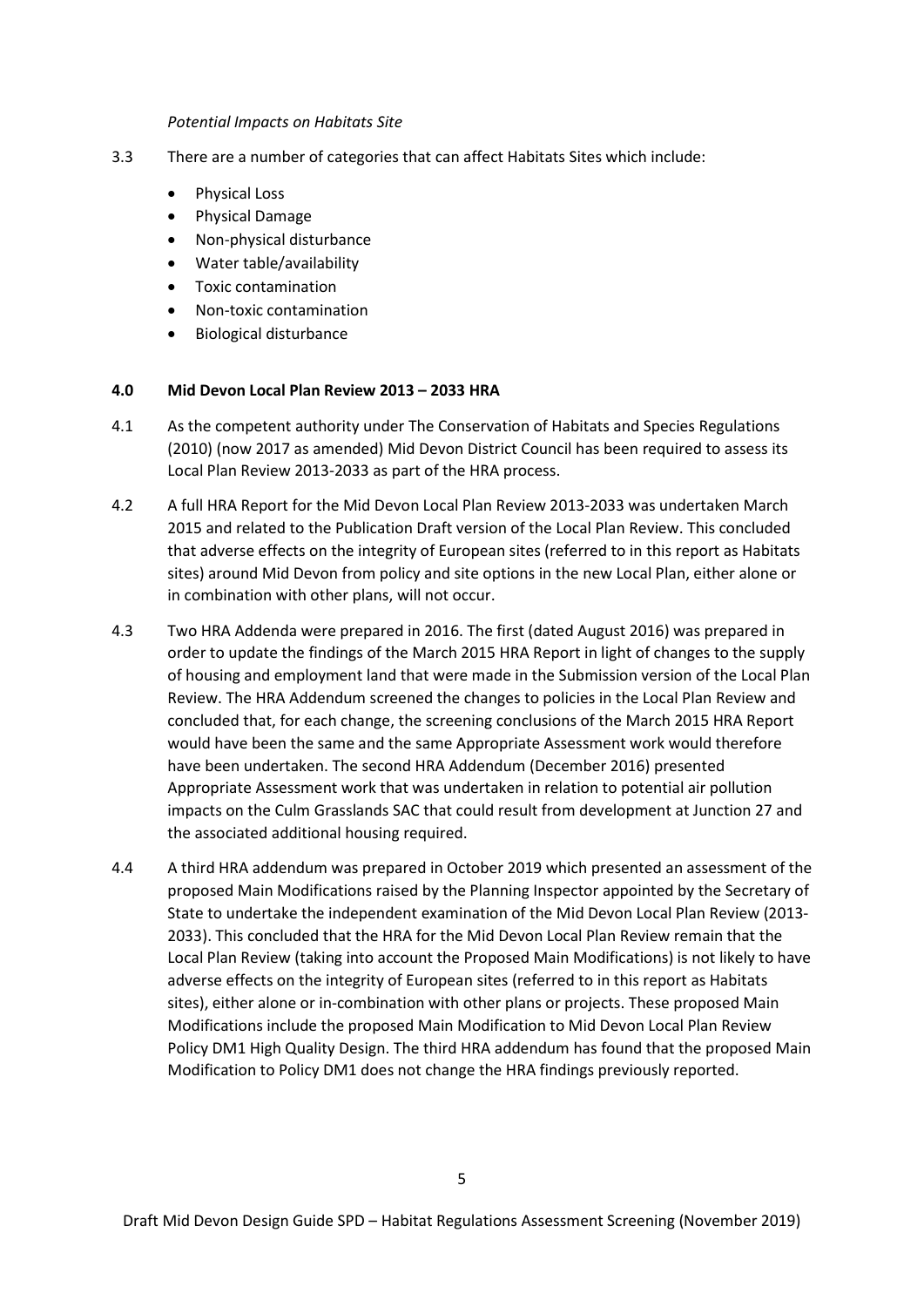*Potential Impacts on Habitats Site*

3.3 There are a number of categories that can affect Habitats Sites which include:

- Physical Loss
- Physical Damage
- Non-physical disturbance
- Water table/availability
- Toxic contamination
- Non-toxic contamination
- Biological disturbance

## 4.0 Mid Devon Local Plan Review 2013 – 2033 HRA

4.1 As the competent authority under The Conservation of Habitats and Species Regulations (2010) (now 2017 as amended) Mid Devon District Council has been required to assess its Local Plan Review 2013-2033 as part of the HRA process.

4.2 A full HRA Report for the Mid Devon Local Plan Review 2013-2033 was undertaken March 2015 and related to the Publication Draft version of the Local Plan Review. This concluded that adverse effects on the integrity of European sites (referred to in this report as Habitats sites) around Mid Devon from policy and site options in the new Local Plan, either alone or in combination with other plans, will not occur.

4.3 Two HRA Addenda were prepared in 2016. The first (dated August 2016) was prepared in order to update the findings of the March 2015 HRA Report in light of changes to the supply of housing and employment land that were made in the Submission version of the Local Plan Review. The HRA Addendum screened the changes to policies in the Local Plan Review and concluded that, for each change, the screening conclusions of the March 2015 HRA Report would have been the same and the same Appropriate Assessment work would therefore have been undertaken. The second HRA Addendum (December 2016) presented Appropriate Assessment work that was undertaken in relation to potential air pollution impacts on the Culm Grasslands SAC that could result from development at Junction 27 and the associated additional housing required.

4.4 A third HRA addendum was prepared in October 2019 which presented an assessment of the proposed Main Modifications raised by the Planning Inspector appointed by the Secretary of State to undertake the independent examination of the Mid Devon Local Plan Review (2013-2033). This concluded that the HRA for the Mid Devon Local Plan Review remain that the Local Plan Review (taking into account the Proposed Main Modifications) is not likely to have adverse effects on the integrity of European sites (referred to in this report as Habitats sites), either alone or in-combination with other plans or projects. These proposed Main Modifications include the proposed Main Modification to Mid Devon Local Plan Review Policy DM1 High Quality Design. The third HRA addendum has found that the proposed Main Modification to Policy DM1 does not change the HRA findings previously reported.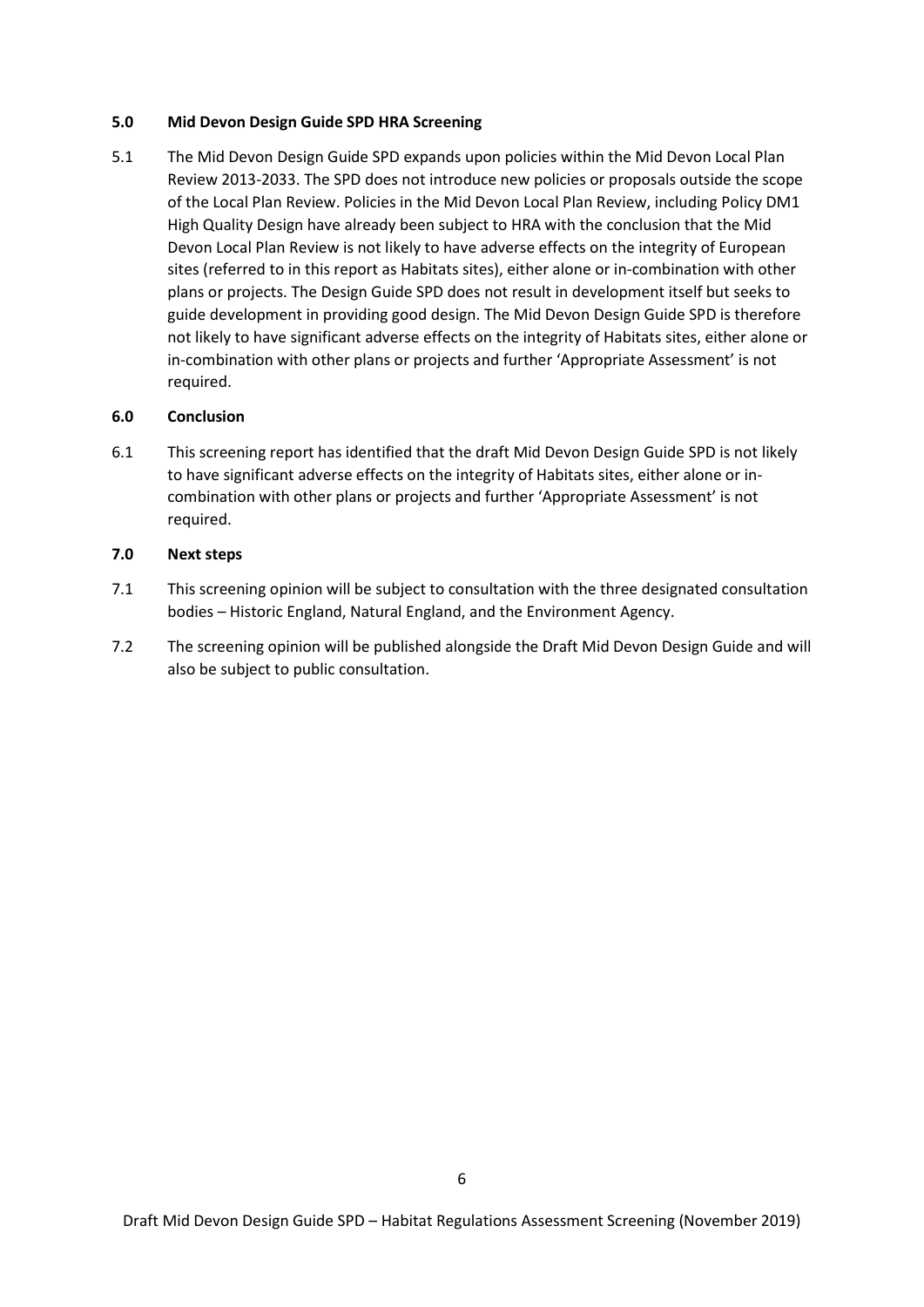## 5.0 Mid Devon Design Guide SPD HRA Screening

5.1 The Mid Devon Design Guide SPD expands upon policies within the Mid Devon Local Plan Review 2013-2033. The SPD does not introduce new policies or proposals outside the scope of the Local Plan Review. Policies in the Mid Devon Local Plan Review, including Policy DM1 High Quality Design have already been subject to HRA with the conclusion that the Mid Devon Local Plan Review is not likely to have adverse effects on the integrity of European sites (referred to in this report as Habitats sites), either alone or in-combination with other plans or projects. The Design Guide SPD does not result in development itself but seeks to guide development in providing good design. The Mid Devon Design Guide SPD is therefore not likely to have significant adverse effects on the integrity of Habitats sites, either alone or in-combination with other plans or projects and further 'Appropriate Assessment' is not required.

## 6.0 Conclusion

6.1 This screening report has identified that the draft Mid Devon Design Guide SPD is not likely to have significant adverse effects on the integrity of Habitats sites, either alone or in-combination with other plans or projects and further 'Appropriate Assessment' is not required.

## 7.0 Next steps

7.1 This screening opinion will be subject to consultation with the three designated consultation bodies – Historic England, Natural England, and the Environment Agency.

7.2 The screening opinion will be published alongside the Draft Mid Devon Design Guide and will also be subject to public consultation.